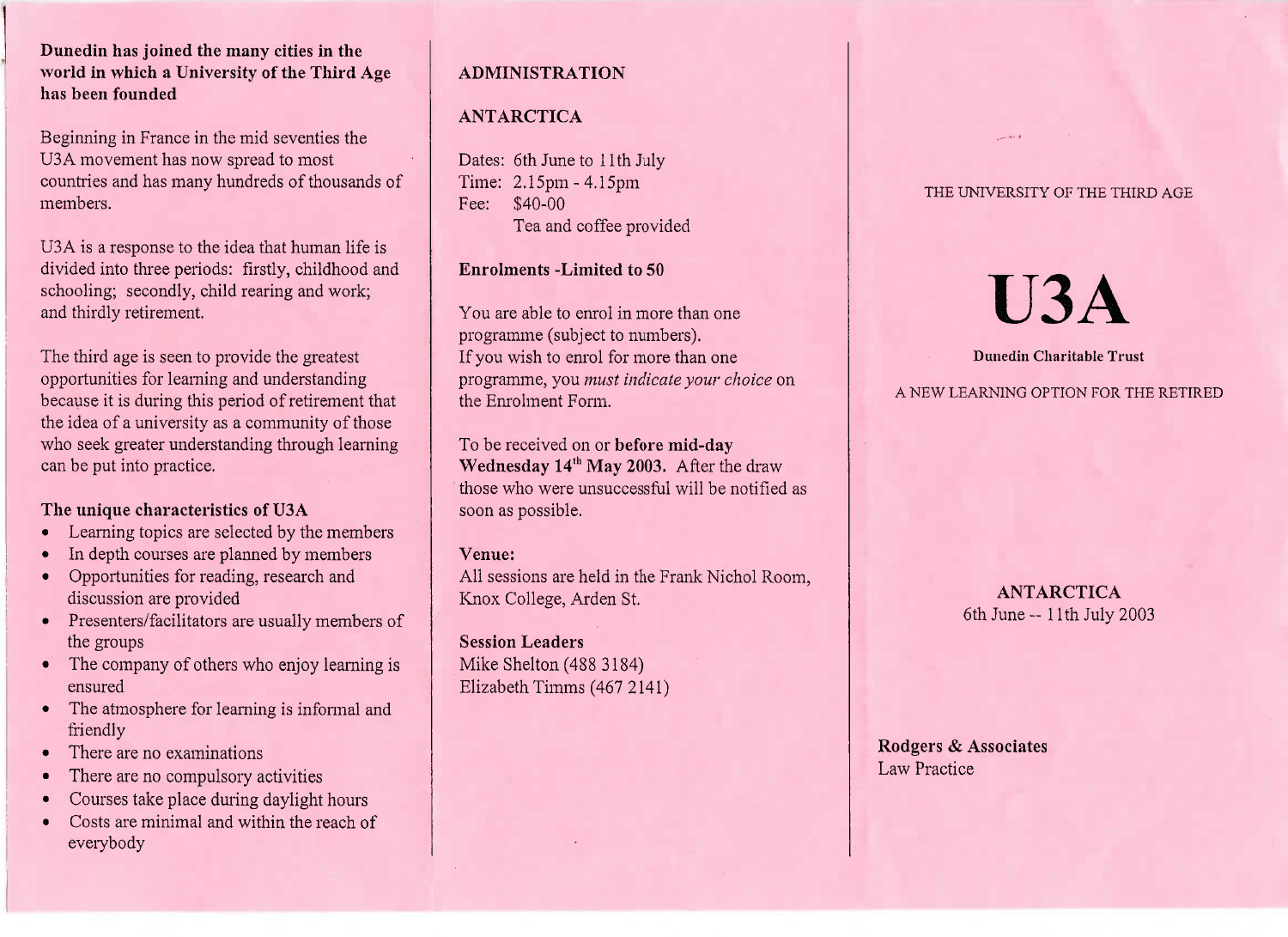**Dunedin has joined the many cities in the world in which a University of the Third Age has been founded**

Beginning in France in the mid seventies the U3A movement has now spread to most countries and has many hundreds of thousands of members.

U3A is a response to the idea that human life is divided into three periods: firstly, childhood and schooling; secondly, child rearing and work; and thirdly retirement.

The third age is seen to provide the greatest opportunities for learning and understanding because it is during this period of retirement that the idea of a university as a community of those who seek greater understanding through learning can be put into practice.

**The unique characteristics of U3A**

- Learning topics are selected by the members
- In depth courses are planned by members
- Opportunities for reading, research and discussion are provided
- Presenters/facilitators are usually members of the groups
- The company of others who enjoy learning is ensured
- The atmosphere for learning is informal and friendly
- There are no examinations
- There are no compulsory activities
- Courses take place during daylight hours
- Costs are minimal and within the reach of everybody

## ADMINISTRATION

## ANTARCTICA

Dates: 6th June to 11th July
Time: 2.15pm - 4.15pm
Fee: $40-00
Tea and coffee provided

**Enrolments -Limited to 50**

You are able to enrol in more than one programme (subject to numbers).
If you wish to enrol for more than one programme, you *must indicate your choice* on the Enrolment Form.

To be received on or **before mid-day Wednesday 14th May 2003.** After the draw those who were unsuccessful will be notified as soon as possible.

**Venue:**
All sessions are held in the Frank Nichol Room, Knox College, Arden St.

**Session Leaders**
Mike Shelton (488 3184)
Elizabeth Timms (467 2141)

THE UNIVERSITY OF THE THIRD AGE

# U3A

**Dunedin Charitable Trust**

A NEW LEARNING OPTION FOR THE RETIRED

**ANTARCTICA**
6th June -- 11th July 2003

**Rodgers & Associates**
Law Practice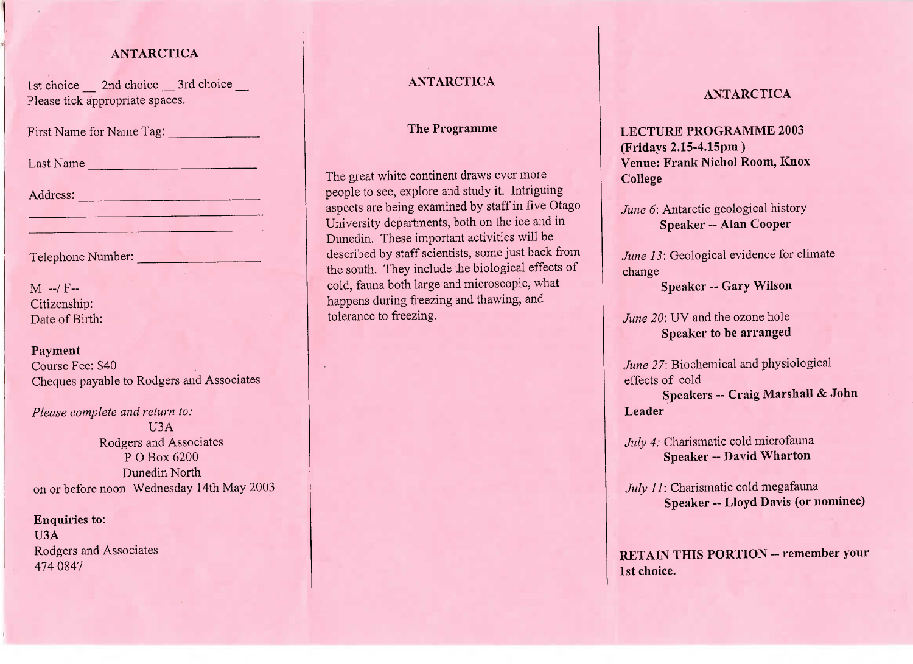## ANTARCTICA

1st choice __ 2nd choice __ 3rd choice __
Please tick appropriate spaces.

First Name for Name Tag: ____________

Last Name ______________________

Address: ______________________

______________________

______________________

Telephone Number: ______________

M --/ F--
Citizenship:
Date of Birth:

**Payment**
Course Fee: $40
Cheques payable to Rodgers and Associates

*Please complete and return to:*
U3A
Rodgers and Associates
P O Box 6200
Dunedin North
on or before noon Wednesday 14th May 2003

**Enquiries to:**
**U3A**
Rodgers and Associates
474 0847

## ANTARCTICA

### The Programme

The great white continent draws ever more people to see, explore and study it. Intriguing aspects are being examined by staff in five Otago University departments, both on the ice and in Dunedin. These important activities will be described by staff scientists, some just back from the south. They include the biological effects of cold, fauna both large and microscopic, what happens during freezing and thawing, and tolerance to freezing.

## ANTARCTICA

**LECTURE PROGRAMME 2003**
**(Fridays 2.15-4.15pm )**
**Venue: Frank Nichol Room, Knox College**

*June 6*: Antarctic geological history
**Speaker -- Alan Cooper**

*June 13*: Geological evidence for climate change
**Speaker -- Gary Wilson**

*June 20*: UV and the ozone hole
**Speaker to be arranged**

*June 27*: Biochemical and physiological effects of cold
**Speakers -- Craig Marshall & John Leader**

*July 4:* Charismatic cold microfauna
**Speaker -- David Wharton**

*July 11*: Charismatic cold megafauna
**Speaker -- Lloyd Davis (or nominee)**

**RETAIN THIS PORTION -- remember your 1st choice.**